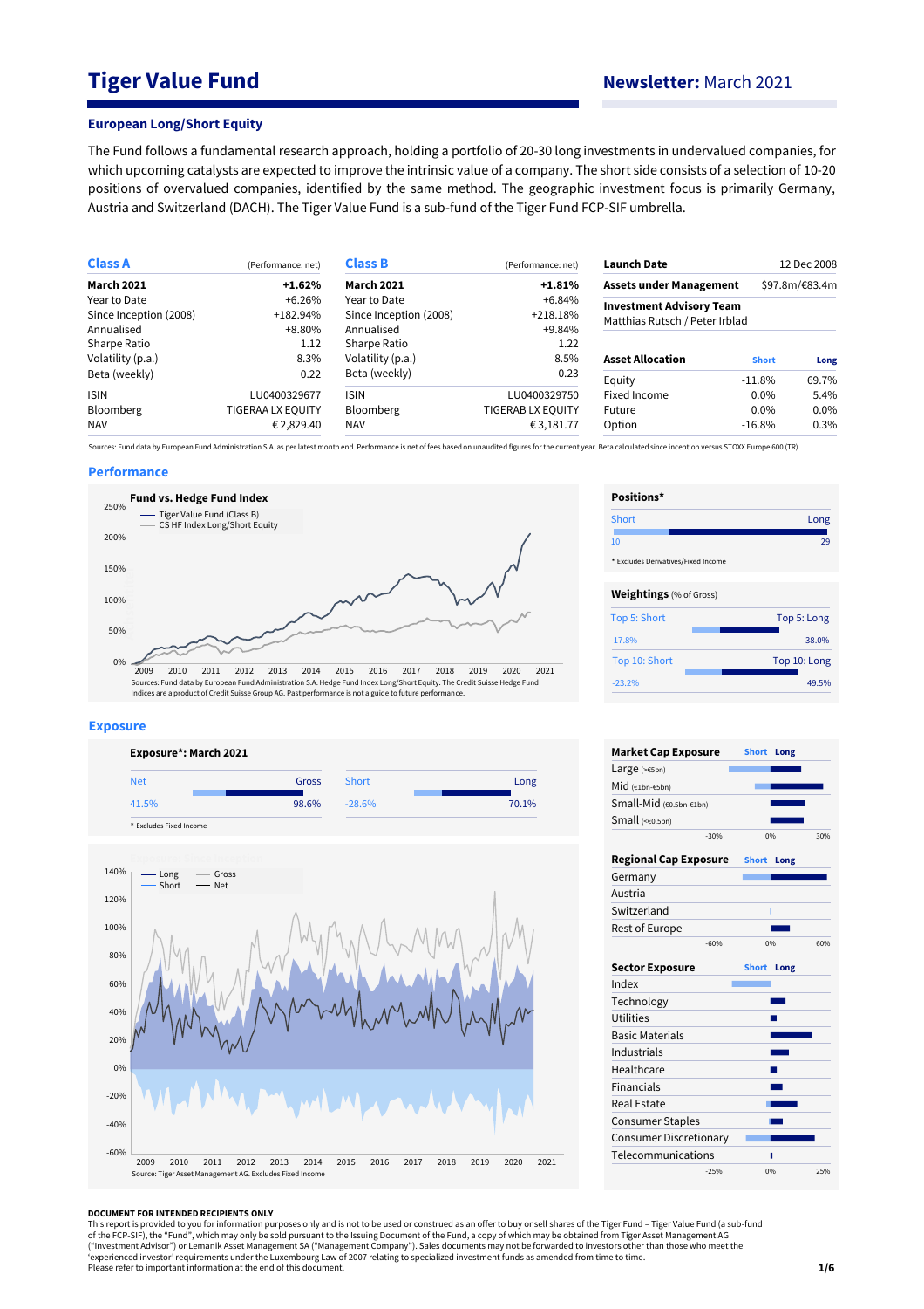# Tiger Value Fund

**Newsletter:** March 2021

## European Long/Short Equity

The Fund follows a fundamental research approach, holding a portfolio of 20-30 long investments in undervalued companies, for which upcoming catalysts are expected to improve the intrinsic value of a company. The short side consists of a selection of 10-20 positions of overvalued companies, identified by the same method. The geographic investment focus is primarily Germany, Austria and Switzerland (DACH). The Tiger Value Fund is a sub-fund of the Tiger Fund FCP-SIF umbrella.

| Class A | (Performance: net) |
|---|---|
| **March 2021** | **+1.62%** |
| Year to Date | +6.26% |
| Since Inception (2008) | +182.94% |
| Annualised | +8.80% |
| Sharpe Ratio | 1.12 |
| Volatility (p.a.) | 8.3% |
| Beta (weekly) | 0.22 |
| ISIN | LU0400329677 |
| Bloomberg | TIGERAA LX EQUITY |
| NAV | € 2,829.40 |

| Class B | (Performance: net) |
|---|---|
| **March 2021** | **+1.81%** |
| Year to Date | +6.84% |
| Since Inception (2008) | +218.18% |
| Annualised | +9.84% |
| Sharpe Ratio | 1.22 |
| Volatility (p.a.) | 8.5% |
| Beta (weekly) | 0.23 |
| ISIN | LU0400329750 |
| Bloomberg | TIGERAB LX EQUITY |
| NAV | € 3,181.77 |

| | |
|---|---|
| **Launch Date** | 12 Dec 2008 |
| **Assets under Management** | $97.8m/€83.4m |
| **Investment Advisory Team** | Matthias Rutsch / Peter Irblad |

| Asset Allocation | Short | Long |
|---|---|---|
| Equity | -11.8% | 69.7% |
| Fixed Income | 0.0% | 5.4% |
| Future | 0.0% | 0.0% |
| Option | -16.8% | 0.3% |

Sources: Fund data by European Fund Administration S.A. as per latest month end. Performance is net of fees based on unaudited figures for the current year. Beta calculated since inception versus STOXX Europe 600 (TR)

## Performance

**Fund vs. Hedge Fund Index**

Sources: Fund data by European Fund Administration S.A. Hedge Fund Index Long/Short Equity. The Credit Suisse Hedge Fund Indices are a product of Credit Suisse Group AG. Past performance is not a guide to future performance.

**Positions***

| Short | Long |
|---|---|
| 10 | 29 |

* Excludes Derivatives/Fixed Income

**Weightings** (% of Gross)

| | Short | Long |
|---|---|---|
| Top 5 | -17.8% | 38.0% |
| Top 10 | -23.2% | 49.5% |

## Exposure

**Exposure*: March 2021**

| Net | Gross | Short | Long |
|---|---|---|---|
| 41.5% | 98.6% | -28.6% | 70.1% |

* Excludes Fixed Income

Source: Tiger Asset Management AG. Excludes Fixed Income

**Market Cap Exposure** (Short / Long)
- Large (>€5bn)
- Mid (€1bn-€5bn)
- Small-Mid (€0.5bn-€1bn)
- Small (<€0.5bn)

**Regional Cap Exposure** (Short / Long)
- Germany
- Austria
- Switzerland
- Rest of Europe

**Sector Exposure** (Short / Long)
- Index
- Technology
- Utilities
- Basic Materials
- Industrials
- Healthcare
- Financials
- Real Estate
- Consumer Staples
- Consumer Discretionary
- Telecommunications

**DOCUMENT FOR INTENDED RECIPIENTS ONLY**

This report is provided to you for information purposes only and is not to be used or considered as an offer to buy or sell shares of the Tiger Fund – Tiger Value Fund (a sub-fund of the FCP-SIF), the "Fund", which may only be sold pursuant to the Issuing Document of the Fund, a copy of which may be obtained from Tiger Asset Management AG ("Investment Advisor") or Lemanik Asset Management SA ("Management Company"). Sales documents may not be forwarded to investors other than those who meet the 'experienced investor' requirements under the Luxembourg Law of 2007 relating to specialized investment funds as amended from time to time.
Please refer to important information at the end of this document.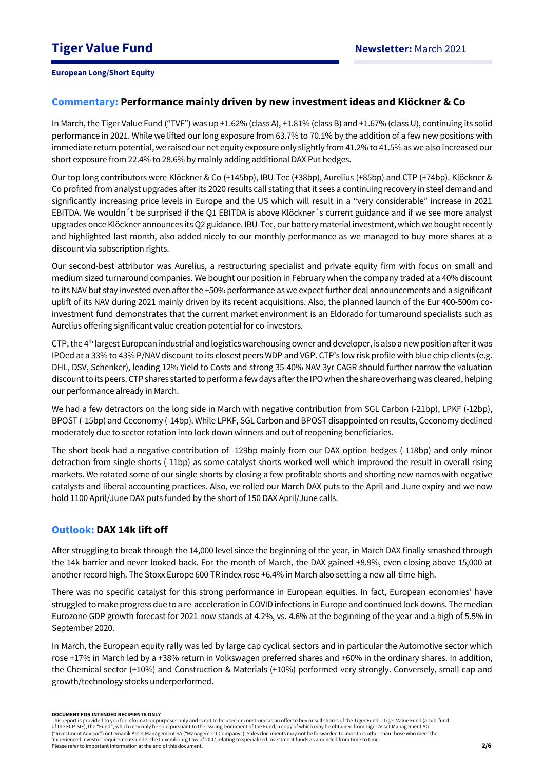**European Long/Short Equity**

## Commentary: Performance mainly driven by new investment ideas and Klöckner & Co

In March, the Tiger Value Fund ("TVF") was up +1.62% (class A), +1.81% (class B) and +1.67% (class U), continuing its solid performance in 2021. While we lifted our long exposure from 63.7% to 70.1% by the addition of a few new positions with immediate return potential, we raised our net equity exposure only slightly from 41.2% to 41.5% as we also increased our short exposure from 22.4% to 28.6% by mainly adding additional DAX Put hedges.

Our top long contributors were Klöckner & Co (+145bp), IBU-Tec (+38bp), Aurelius (+85bp) and CTP (+74bp). Klöckner & Co profited from analyst upgrades after its 2020 results call stating that it sees a continuing recovery in steel demand and significantly increasing price levels in Europe and the US which will result in a "very considerable" increase in 2021 EBITDA. We wouldn´t be surprised if the Q1 EBITDA is above Klöckner´s current guidance and if we see more analyst upgrades once Klöckner announces its Q2 guidance. IBU-Tec, our battery material investment, which we bought recently and highlighted last month, also added nicely to our monthly performance as we managed to buy more shares at a discount via subscription rights.

Our second-best attributor was Aurelius, a restructuring specialist and private equity firm with focus on small and medium sized turnaround companies. We bought our position in February when the company traded at a 40% discount to its NAV but stay invested even after the +50% performance as we expect further deal announcements and a significant uplift of its NAV during 2021 mainly driven by its recent acquisitions. Also, the planned launch of the Eur 400-500m co-investment fund demonstrates that the current market environment is an Eldorado for turnaround specialists such as Aurelius offering significant value creation potential for co-investors.

CTP, the 4th largest European industrial and logistics warehousing owner and developer, is also a new position after it was IPOed at a 33% to 43% P/NAV discount to its closest peers WDP and VGP. CTP's low risk profile with blue chip clients (e.g. DHL, DSV, Schenker), leading 12% Yield to Costs and strong 35-40% NAV 3yr CAGR should further narrow the valuation discount to its peers. CTP shares started to perform a few days after the IPO when the share overhang was cleared, helping our performance already in March.

We had a few detractors on the long side in March with negative contribution from SGL Carbon (-21bp), LPKF (-12bp), BPOST (-15bp) and Ceconomy (-14bp). While LPKF, SGL Carbon and BPOST disappointed on results, Ceconomy declined moderately due to sector rotation into lock down winners and out of reopening beneficiaries.

The short book had a negative contribution of -129bp mainly from our DAX option hedges (-118bp) and only minor detraction from single shorts (-11bp) as some catalyst shorts worked well which improved the result in overall rising markets. We rotated some of our single shorts by closing a few profitable shorts and shorting new names with negative catalysts and liberal accounting practices. Also, we rolled our March DAX puts to the April and June expiry and we now hold 1100 April/June DAX puts funded by the short of 150 DAX April/June calls.

## Outlook: DAX 14k lift off

After struggling to break through the 14,000 level since the beginning of the year, in March DAX finally smashed through the 14k barrier and never looked back. For the month of March, the DAX gained +8.9%, even closing above 15,000 at another record high. The Stoxx Europe 600 TR index rose +6.4% in March also setting a new all-time-high.

There was no specific catalyst for this strong performance in European equities. In fact, European economies' have struggled to make progress due to a re-acceleration in COVID infections in Europe and continued lock downs. The median Eurozone GDP growth forecast for 2021 now stands at 4.2%, vs. 4.6% at the beginning of the year and a high of 5.5% in September 2020.

In March, the European equity rally was led by large cap cyclical sectors and in particular the Automotive sector which rose +17% in March led by a +38% return in Volkswagen preferred shares and +60% in the ordinary shares. In addition, the Chemical sector (+10%) and Construction & Materials (+10%) performed very strongly. Conversely, small cap and growth/technology stocks underperformed.

**DOCUMENT FOR INTENDED RECIPIENTS ONLY**

This report is provided to you for information purposes only and is not to be used or construed as an offer to buy or sell shares of the Tiger Fund – Tiger Value Fund (a sub-fund of the FCP-SIF), the "Fund", which may only be sold pursuant to the Issuing Document of the Fund, a copy of which may be obtained from Tiger Asset Management AG ("Investment Advisor") or Lemanik Asset Management SA ("Management Company"). Sales documents may not be forwarded to investors other than those who meet the 'experienced investor' requirements under the Luxembourg Law of 2007 relating to specialized investment funds as amended from time to time.
Please refer to important information at the end of this document.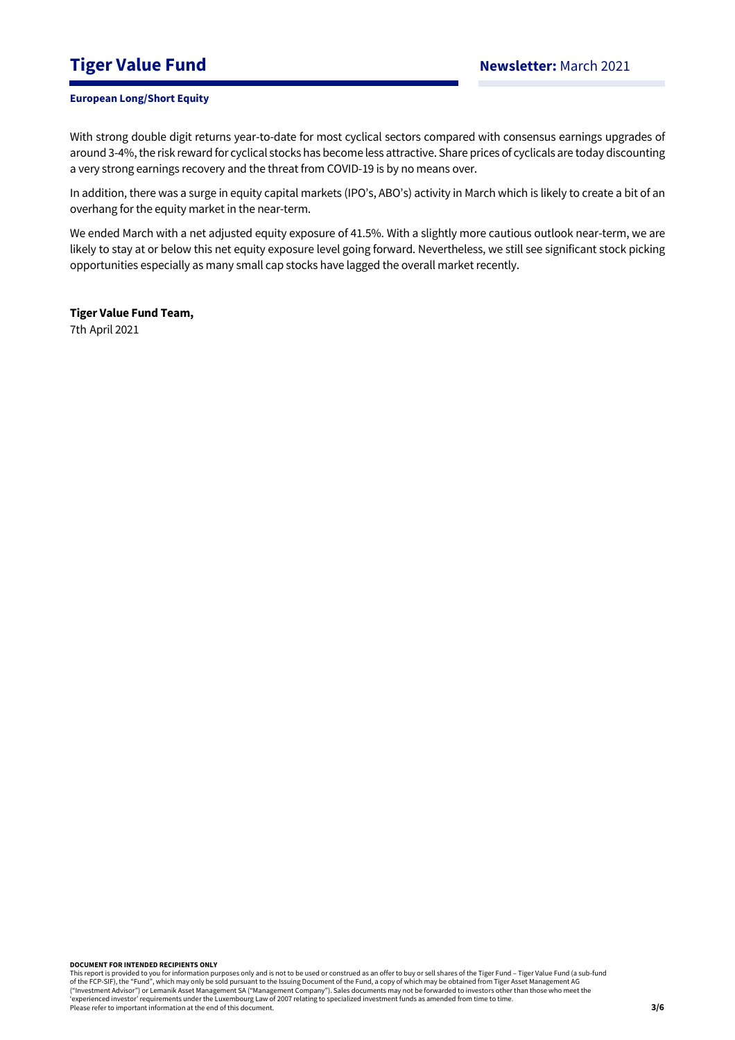With strong double digit returns year-to-date for most cyclical sectors compared with consensus earnings upgrades of around 3-4%, the risk reward for cyclical stocks has become less attractive. Share prices of cyclicals are today discounting a very strong earnings recovery and the threat from COVID-19 is by no means over.

In addition, there was a surge in equity capital markets (IPO's, ABO's) activity in March which is likely to create a bit of an overhang for the equity market in the near-term.

We ended March with a net adjusted equity exposure of 41.5%. With a slightly more cautious outlook near-term, we are likely to stay at or below this net equity exposure level going forward. Nevertheless, we still see significant stock picking opportunities especially as many small cap stocks have lagged the overall market recently.

**Tiger Value Fund Team,**
7th April 2021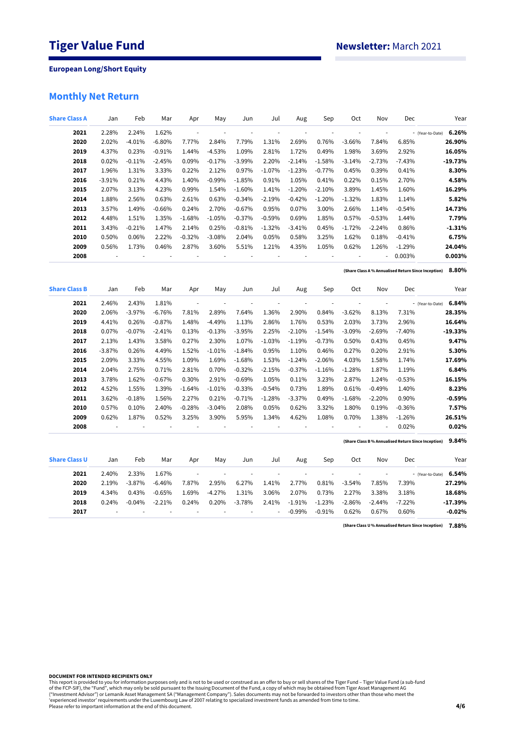# Tiger Value Fund

**Newsletter:** March 2021

**European Long/Short Equity**

## Monthly Net Return

| Share Class A | Jan | Feb | Mar | Apr | May | Jun | Jul | Aug | Sep | Oct | Nov | Dec | Year |
|---|---|---|---|---|---|---|---|---|---|---|---|---|---|
| **2021** | 2.28% | 2.24% | 1.62% | - | - | - | - | - | - | - | - | - (Year-to-Date) | **6.26%** |
| **2020** | 2.02% | -4.01% | -6.80% | 7.77% | 2.84% | 7.79% | 1.31% | 2.69% | 0.76% | -3.66% | 7.84% | 6.85% | **26.90%** |
| **2019** | 4.37% | 0.23% | -0.91% | 1.44% | -4.53% | 1.09% | 2.81% | 1.72% | 0.49% | 1.98% | 3.69% | 2.92% | **16.05%** |
| **2018** | 0.02% | -0.11% | -2.45% | 0.09% | -0.17% | -3.99% | 2.20% | -2.14% | -1.58% | -3.14% | -2.73% | -7.43% | **-19.73%** |
| **2017** | 1.96% | 1.31% | 3.33% | 0.22% | 2.12% | 0.97% | -1.07% | -1.23% | -0.77% | 0.45% | 0.39% | 0.41% | **8.30%** |
| **2016** | -3.91% | 0.21% | 4.43% | 1.40% | -0.99% | -1.85% | 0.91% | 1.05% | 0.41% | 0.22% | 0.15% | 2.70% | **4.58%** |
| **2015** | 2.07% | 3.13% | 4.23% | 0.99% | 1.54% | -1.60% | 1.41% | -1.20% | -2.10% | 3.89% | 1.45% | 1.60% | **16.29%** |
| **2014** | 1.88% | 2.56% | 0.63% | 2.61% | 0.63% | -0.34% | -2.19% | -0.42% | -1.20% | -1.32% | 1.83% | 1.14% | **5.82%** |
| **2013** | 3.57% | 1.49% | -0.66% | 0.24% | 2.70% | -0.67% | 0.95% | 0.07% | 3.00% | 2.66% | 1.14% | -0.54% | **14.73%** |
| **2012** | 4.48% | 1.51% | 1.35% | -1.68% | -1.05% | -0.37% | -0.59% | 0.69% | 1.85% | 0.57% | -0.53% | 1.44% | **7.79%** |
| **2011** | 3.43% | -0.21% | 1.47% | 2.14% | 0.25% | -0.81% | -1.32% | -3.41% | 0.45% | -1.72% | -2.24% | 0.86% | **-1.31%** |
| **2010** | 0.50% | 0.06% | 2.22% | -0.32% | -3.08% | 2.04% | 0.05% | 0.58% | 3.25% | 1.62% | 0.18% | -0.41% | **6.75%** |
| **2009** | 0.56% | 1.73% | 0.46% | 2.87% | 3.60% | 5.51% | 1.21% | 4.35% | 1.05% | 0.62% | 1.26% | -1.29% | **24.04%** |
| **2008** | - | - | - | - | - | - | - | - | - | - | - | 0.003% | **0.003%** |

(Share Class A % Annualised Return Since Inception) **8.80%**

| Share Class B | Jan | Feb | Mar | Apr | May | Jun | Jul | Aug | Sep | Oct | Nov | Dec | Year |
|---|---|---|---|---|---|---|---|---|---|---|---|---|---|
| **2021** | 2.46% | 2.43% | 1.81% | - | - | - | - | - | - | - | - | - (Year-to-Date) | **6.84%** |
| **2020** | 2.06% | -3.97% | -6.76% | 7.81% | 2.89% | 7.64% | 1.36% | 2.90% | 0.84% | -3.62% | 8.13% | 7.31% | **28.35%** |
| **2019** | 4.41% | 0.26% | -0.87% | 1.48% | -4.49% | 1.13% | 2.86% | 1.76% | 0.53% | 2.03% | 3.73% | 2.96% | **16.64%** |
| **2018** | 0.07% | -0.07% | -2.41% | 0.13% | -0.13% | -3.95% | 2.25% | -2.10% | -1.54% | -3.09% | -2.69% | -7.40% | **-19.33%** |
| **2017** | 2.13% | 1.43% | 3.58% | 0.27% | 2.30% | 1.07% | -1.03% | -1.19% | -0.73% | 0.50% | 0.43% | 0.45% | **9.47%** |
| **2016** | -3.87% | 0.26% | 4.49% | 1.52% | -1.01% | -1.84% | 0.95% | 1.10% | 0.46% | 0.27% | 0.20% | 2.91% | **5.30%** |
| **2015** | 2.09% | 3.33% | 4.55% | 1.09% | 1.69% | -1.68% | 1.53% | -1.24% | -2.06% | 4.03% | 1.58% | 1.74% | **17.69%** |
| **2014** | 2.04% | 2.75% | 0.71% | 2.81% | 0.70% | -0.32% | -2.15% | -0.37% | -1.16% | -1.28% | 1.87% | 1.19% | **6.84%** |
| **2013** | 3.78% | 1.62% | -0.67% | 0.30% | 2.91% | -0.69% | 1.05% | 0.11% | 3.23% | 2.87% | 1.24% | -0.53% | **16.15%** |
| **2012** | 4.52% | 1.55% | 1.39% | -1.64% | -1.01% | -0.33% | -0.54% | 0.73% | 1.89% | 0.61% | -0.49% | 1.40% | **8.23%** |
| **2011** | 3.62% | -0.18% | 1.56% | 2.27% | 0.21% | -0.71% | -1.28% | -3.37% | 0.49% | -1.68% | -2.20% | 0.90% | **-0.59%** |
| **2010** | 0.57% | 0.10% | 2.40% | -0.28% | -3.04% | 2.08% | 0.05% | 0.62% | 3.32% | 1.80% | 0.19% | -0.36% | **7.57%** |
| **2009** | 0.62% | 1.87% | 0.52% | 3.25% | 3.90% | 5.95% | 1.34% | 4.62% | 1.08% | 0.70% | 1.38% | -1.26% | **26.51%** |
| **2008** | - | - | - | - | - | - | - | - | - | - | - | 0.02% | **0.02%** |

(Share Class B % Annualised Return Since Inception) **9.84%**

| Share Class U | Jan | Feb | Mar | Apr | May | Jun | Jul | Aug | Sep | Oct | Nov | Dec | Year |
|---|---|---|---|---|---|---|---|---|---|---|---|---|---|
| **2021** | 2.40% | 2.33% | 1.67% | - | - | - | - | - | - | - | - | - (Year-to-Date) | **6.54%** |
| **2020** | 2.19% | -3.87% | -6.46% | 7.87% | 2.95% | 6.27% | 1.41% | 2.77% | 0.81% | -3.54% | 7.85% | 7.39% | **27.29%** |
| **2019** | 4.34% | 0.43% | -0.65% | 1.69% | -4.27% | 1.31% | 3.06% | 2.07% | 0.73% | 2.27% | 3.38% | 3.18% | **18.68%** |
| **2018** | 0.24% | -0.04% | -2.21% | 0.24% | 0.20% | -3.78% | 2.41% | -1.91% | -1.23% | -2.86% | -2.44% | -7.22% | **-17.39%** |
| **2017** | - | - | - | - | - | - | - | -0.99% | -0.91% | 0.62% | 0.67% | 0.60% | **-0.02%** |

(Share Class U % Annualised Return Since Inception) **7.88%**

**DOCUMENT FOR INTENDED RECIPIENTS ONLY**

This report is provided to you for information purposes only and is not to be used or construed as an offer to buy or sell shares of the Tiger Fund – Tiger Value Fund (a sub-fund of the FCP-SIF), the "Fund", which may only be sold pursuant to the Issuing Document of the Fund, a copy of which may be obtained from Tiger Asset Management AG ("Investment Advisor") or Lemanik Asset Management SA ("Management Company"). Sales documents may not be forwarded to investors other than those who meet the 'experienced investor' requirements under the Luxembourg Law of 2007 relating to specialized investment funds as amended from time to time.
Please refer to important information at the end of this document.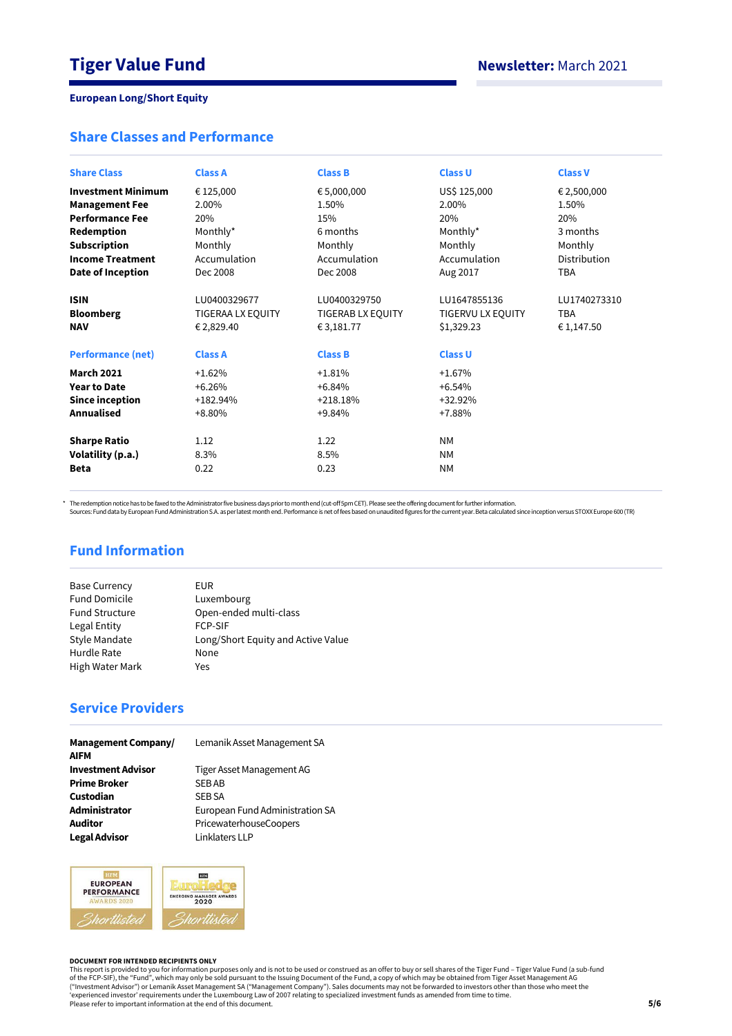# Tiger Value Fund

**Newsletter:** March 2021

**European Long/Short Equity**

## Share Classes and Performance

| Share Class | Class A | Class B | Class U | Class V |
|---|---|---|---|---|
| **Investment Minimum** | € 125,000 | € 5,000,000 | US$ 125,000 | € 2,500,000 |
| **Management Fee** | 2.00% | 1.50% | 2.00% | 1.50% |
| **Performance Fee** | 20% | 15% | 20% | 20% |
| **Redemption** | Monthly* | 6 months | Monthly* | 3 months |
| **Subscription** | Monthly | Monthly | Monthly | Monthly |
| **Income Treatment** | Accumulation | Accumulation | Accumulation | Distribution |
| **Date of Inception** | Dec 2008 | Dec 2008 | Aug 2017 | TBA |
| **ISIN** | LU0400329677 | LU0400329750 | LU1647855136 | LU1740273310 |
| **Bloomberg** | TIGERAA LX EQUITY | TIGERAB LX EQUITY | TIGERVU LX EQUITY | TBA |
| **NAV** | € 2,829.40 | € 3,181.77 | $1,329.23 | € 1,147.50 |

| Performance (net) | Class A | Class B | Class U |
|---|---|---|---|
| **March 2021** | +1.62% | +1.81% | +1.67% |
| **Year to Date** | +6.26% | +6.84% | +6.54% |
| **Since inception** | +182.94% | +218.18% | +32.92% |
| **Annualised** | +8.80% | +9.84% | +7.88% |
| **Sharpe Ratio** | 1.12 | 1.22 | NM |
| **Volatility (p.a.)** | 8.3% | 8.5% | NM |
| **Beta** | 0.22 | 0.23 | NM |

* The redemption notice has to be faxed to the Administrator five business days prior to month end (cut-off 5pm CET). Please see the offering document for further information.
Sources: Fund data by European Fund Administration S.A. as per latest month end. Performance is net of fees based on unaudited figures for the current year. Beta calculated since inception versus STOXX Europe 600 (TR)

## Fund Information

| | |
|---|---|
| Base Currency | EUR |
| Fund Domicile | Luxembourg |
| Fund Structure | Open-ended multi-class |
| Legal Entity | FCP-SIF |
| Style Mandate | Long/Short Equity and Active Value |
| Hurdle Rate | None |
| High Water Mark | Yes |

## Service Providers

| | |
|---|---|
| **Management Company/ AIFM** | Lemanik Asset Management SA |
| **Investment Advisor** | Tiger Asset Management AG |
| **Prime Broker** | SEB AB |
| **Custodian** | SEB SA |
| **Administrator** | European Fund Administration SA |
| **Auditor** | PricewaterhouseCoopers |
| **Legal Advisor** | Linklaters LLP |

HFM EUROPEAN PERFORMANCE AWARDS 2020 Shortlisted

HFM EuroHedge EMERGING MANAGER AWARDS 2020 Shortlisted

**DOCUMENT FOR INTENDED RECIPIENTS ONLY**
This report is provided to you for information purposes only and is not to be used or construed as an offer to buy or sell shares of the Tiger Fund – Tiger Value Fund (a sub-fund of the FCP-SIF), the "Fund", which may only be sold pursuant to the Issuing Document of the Fund, a copy of which may be obtained from Tiger Asset Management AG ("Investment Advisor") or Lemanik Asset Management SA ("Management Company"). Sales documents may not be forwarded to investors other than those who meet the 'experienced investor' requirements under the Luxembourg Law of 2007 relating to specialized investment funds as amended from time to time.
Please refer to important information at the end of this document.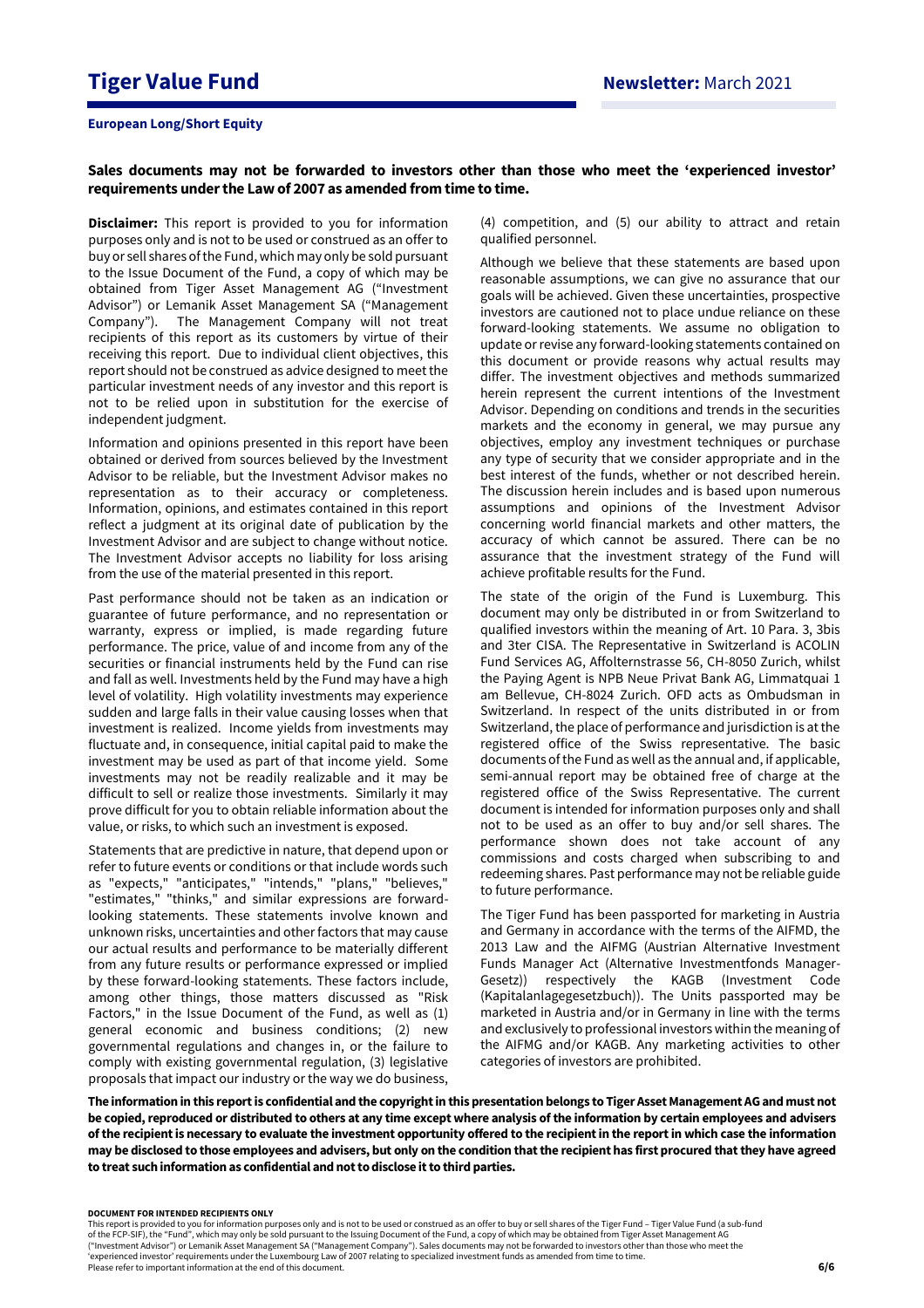**European Long/Short Equity**

**Sales documents may not be forwarded to investors other than those who meet the 'experienced investor' requirements under the Law of 2007 as amended from time to time.**

**Disclaimer:** This report is provided to you for information purposes only and is not to be used or construed as an offer to buy or sell shares of the Fund, which may only be sold pursuant to the Issue Document of the Fund, a copy of which may be obtained from Tiger Asset Management AG ("Investment Advisor") or Lemanik Asset Management SA ("Management Company"). The Management Company will not treat recipients of this report as its customers by virtue of their receiving this report. Due to individual client objectives, this report should not be construed as advice designed to meet the particular investment needs of any investor and this report is not to be relied upon in substitution for the exercise of independent judgment.

Information and opinions presented in this report have been obtained or derived from sources believed by the Investment Advisor to be reliable, but the Investment Advisor makes no representation as to their accuracy or completeness. Information, opinions, and estimates contained in this report reflect a judgment at its original date of publication by the Investment Advisor and are subject to change without notice. The Investment Advisor accepts no liability for loss arising from the use of the material presented in this report.

Past performance should not be taken as an indication or guarantee of future performance, and no representation or warranty, express or implied, is made regarding future performance. The price, value of and income from any of the securities or financial instruments held by the Fund can rise and fall as well. Investments held by the Fund may have a high level of volatility. High volatility investments may experience sudden and large falls in their value causing losses when that investment is realized. Income yields from investments may fluctuate and, in consequence, initial capital paid to make the investment may be used as part of that income yield. Some investments may not be readily realizable and it may be difficult to sell or realize those investments. Similarly it may prove difficult for you to obtain reliable information about the value, or risks, to which such an investment is exposed.

Statements that are predictive in nature, that depend upon or refer to future events or conditions or that include words such as "expects," "anticipates," "intends," "plans," "believes," "estimates," "thinks," and similar expressions are forward-looking statements. These statements involve known and unknown risks, uncertainties and other factors that may cause our actual results and performance to be materially different from any future results or performance expressed or implied by these forward-looking statements. These factors include, among other things, those matters discussed as "Risk Factors," in the Issue Document of the Fund, as well as (1) general economic and business conditions; (2) new governmental regulations and changes in, or the failure to comply with existing governmental regulation, (3) legislative proposals that impact our industry or the way we do business, (4) competition, and (5) our ability to attract and retain qualified personnel.

Although we believe that these statements are based upon reasonable assumptions, we can give no assurance that our goals will be achieved. Given these uncertainties, prospective investors are cautioned not to place undue reliance on these forward-looking statements. We assume no obligation to update or revise any forward-looking statements contained on this document or provide reasons why actual results may differ. The investment objectives and methods summarized herein represent the current intentions of the Investment Advisor. Depending on conditions and trends in the securities markets and the economy in general, we may pursue any objectives, employ any investment techniques or purchase any type of security that we consider appropriate and in the best interest of the funds, whether or not described herein. The discussion herein includes and is based upon numerous assumptions and opinions of the Investment Advisor concerning world financial markets and other matters, the accuracy of which cannot be assured. There can be no assurance that the investment strategy of the Fund will achieve profitable results for the Fund.

The state of the origin of the Fund is Luxemburg. This document may only be distributed in or from Switzerland to qualified investors within the meaning of Art. 10 Para. 3, 3bis and 3ter CISA. The Representative in Switzerland is ACOLIN Fund Services AG, Affolternstrasse 56, CH-8050 Zurich, whilst the Paying Agent is NPB Neue Privat Bank AG, Limmatquai 1 am Bellevue, CH-8024 Zurich. OFD acts as Ombudsman in Switzerland. In respect of the units distributed in or from Switzerland, the place of performance and jurisdiction is at the registered office of the Swiss representative. The basic documents of the Fund as well as the annual and, if applicable, semi-annual report may be obtained free of charge at the registered office of the Swiss Representative. The current document is intended for information purposes only and shall not to be used as an offer to buy and/or sell shares. The performance shown does not take account of any commissions and costs charged when subscribing to and redeeming shares. Past performance may not be reliable guide to future performance.

The Tiger Fund has been passported for marketing in Austria and Germany in accordance with the terms of the AIFMD, the 2013 Law and the AIFMG (Austrian Alternative Investment Funds Manager Act (Alternative Investmentfonds Manager-Gesetz)) respectively the KAGB (Investment Code (Kapitalanlagegesetzbuch)). The Units passported may be marketed in Austria and/or in Germany in line with the terms and exclusively to professional investors within the meaning of the AIFMG and/or KAGB. Any marketing activities to other categories of investors are prohibited.

**The information in this report is confidential and the copyright in this presentation belongs to Tiger Asset Management AG and must not be copied, reproduced or distributed to others at any time except where analysis of the information by certain employees and advisers of the recipient is necessary to evaluate the investment opportunity offered to the recipient in the report in which case the information may be disclosed to those employees and advisers, but only on the condition that the recipient has first procured that they have agreed to treat such information as confidential and not to disclose it to third parties.**

**DOCUMENT FOR INTENDED RECIPIENTS ONLY**

This report is provided to you for information purposes only and is not to be used or construed as an offer to buy or sell shares of the Tiger Fund – Tiger Value Fund (a sub-fund of the FCP-SIF), the "Fund", which may only be sold pursuant to the Issuing Document of the Fund, a copy of which may be obtained from Tiger Asset Management AG ("Investment Advisor") or Lemanik Asset Management SA ("Management Company"). Sales documents may not be forwarded to investors other than those who meet the 'experienced investor' requirements under the Luxembourg Law of 2007 relating to specialized investment funds as amended from time to time.
Please refer to important information at the end of this document.